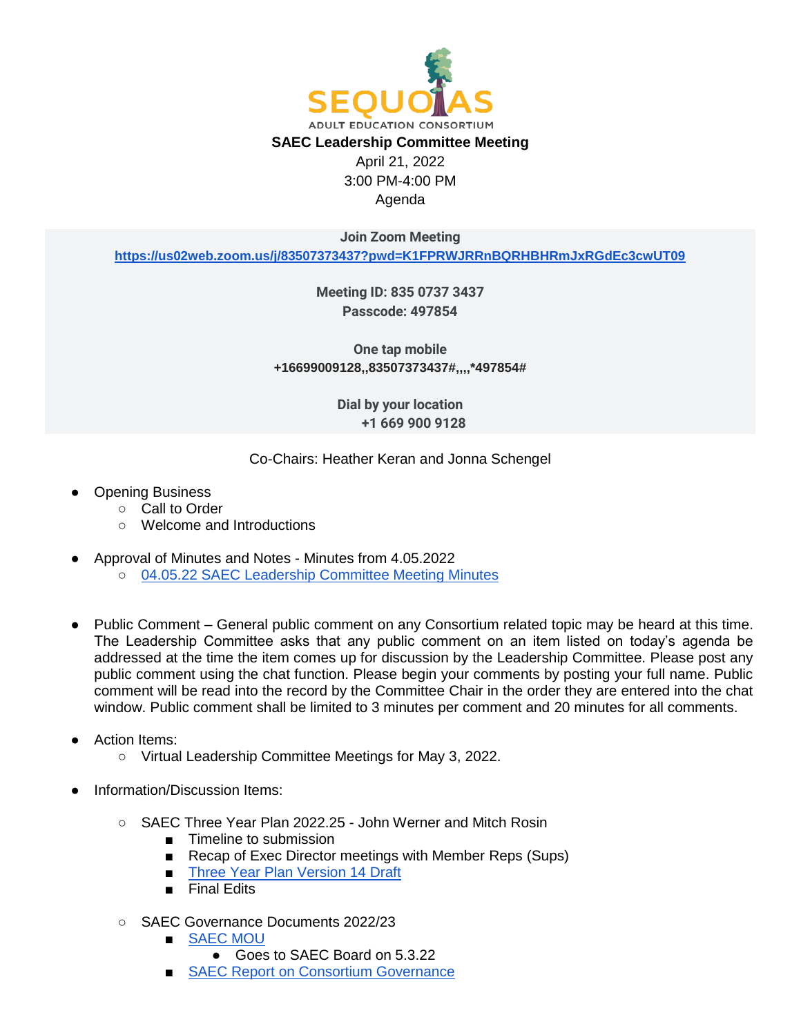SEQUOIAS

ADULT EDUCATION CONSORTIUM

**SAEC Leadership Committee Meeting**

April 21, 2022

3:00 PM-4:00 PM

Agenda

**Join Zoom Meeting**

**https://us02web.zoom.us/j/83507373437?pwd=K1FPRWJRRnBQRHBHRmJxRGdEc3cwUT09**

**Meeting ID: 835 0737 3437**

**Passcode: 497854**

**One tap mobile**

**+16699009128,,83507373437#,,,,*497854#**

**Dial by your location**

**+1 669 900 9128**

Co-Chairs: Heather Keran and Jonna Schengel

- Opening Business
  - Call to Order
  - Welcome and Introductions

- Approval of Minutes and Notes - Minutes from 4.05.2022
  - 04.05.22 SAEC Leadership Committee Meeting Minutes

- Public Comment – General public comment on any Consortium related topic may be heard at this time. The Leadership Committee asks that any public comment on an item listed on today's agenda be addressed at the time the item comes up for discussion by the Leadership Committee. Please post any public comment using the chat function. Please begin your comments by posting your full name. Public comment will be read into the record by the Committee Chair in the order they are entered into the chat window. Public comment shall be limited to 3 minutes per comment and 20 minutes for all comments.

- Action Items:
  - Virtual Leadership Committee Meetings for May 3, 2022.

- Information/Discussion Items:
  - SAEC Three Year Plan 2022.25 - John Werner and Mitch Rosin
    - Timeline to submission
    - Recap of Exec Director meetings with Member Reps (Sups)
    - Three Year Plan Version 14 Draft
    - Final Edits
  - SAEC Governance Documents 2022/23
    - SAEC MOU
      - Goes to SAEC Board on 5.3.22
    - SAEC Report on Consortium Governance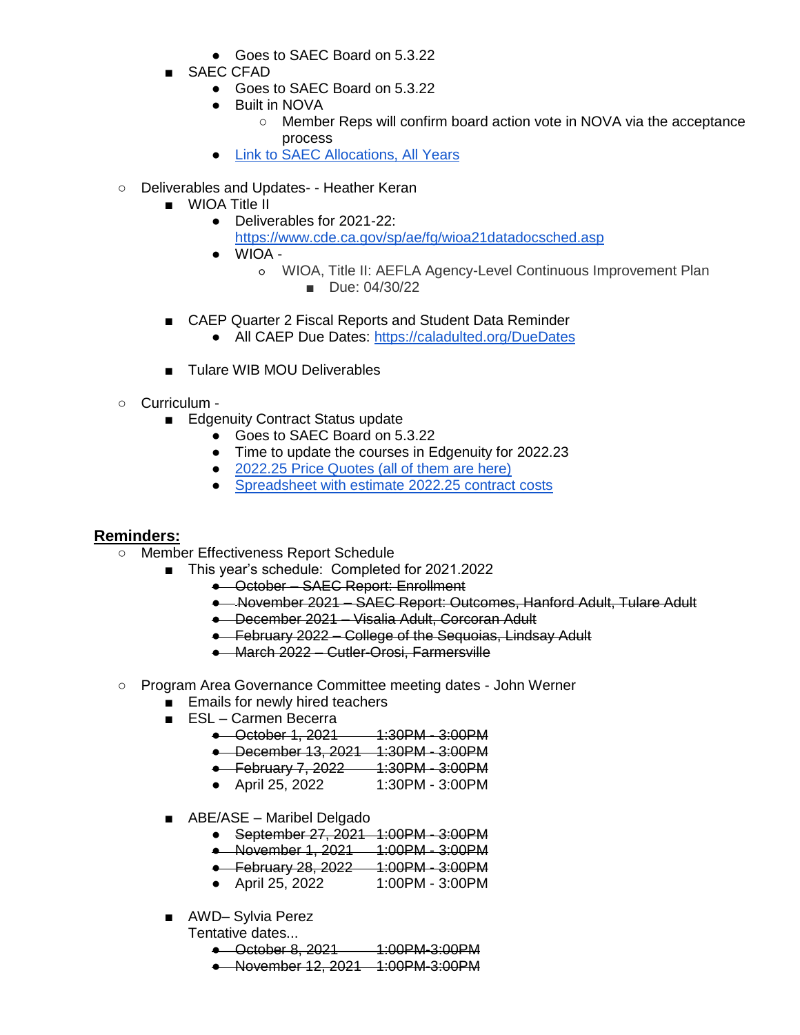- Goes to SAEC Board on 5.3.22
    - SAEC CFAD
        - Goes to SAEC Board on 5.3.22
        - Built in NOVA
            - Member Reps will confirm board action vote in NOVA via the acceptance process
        - Link to SAEC Allocations, All Years

- Deliverables and Updates- - Heather Keran
    - WIOA Title II
        - Deliverables for 2021-22: https://www.cde.ca.gov/sp/ae/fg/wioa21datadocsched.asp
        - WIOA -
            - WIOA, Title II: AEFLA Agency-Level Continuous Improvement Plan
                - Due: 04/30/22

    - CAEP Quarter 2 Fiscal Reports and Student Data Reminder
        - All CAEP Due Dates: https://caladulted.org/DueDates

    - Tulare WIB MOU Deliverables

- Curriculum -
    - Edgenuity Contract Status update
        - Goes to SAEC Board on 5.3.22
        - Time to update the courses in Edgenuity for 2022.23
        - 2022.25 Price Quotes (all of them are here)
        - Spreadsheet with estimate 2022.25 contract costs

**Reminders:**

- Member Effectiveness Report Schedule
    - This year's schedule: Completed for 2021.2022
        - ~~October – SAEC Report: Enrollment~~
        - ~~November 2021 – SAEC Report: Outcomes, Hanford Adult, Tulare Adult~~
        - ~~December 2021 – Visalia Adult, Corcoran Adult~~
        - ~~February 2022 – College of the Sequoias, Lindsay Adult~~
        - ~~March 2022 – Cutler-Orosi, Farmersville~~

- Program Area Governance Committee meeting dates - John Werner
    - Emails for newly hired teachers
    - ESL – Carmen Becerra
        - ~~October 1, 2021 1:30PM - 3:00PM~~
        - ~~December 13, 2021 1:30PM - 3:00PM~~
        - ~~February 7, 2022 1:30PM - 3:00PM~~
        - April 25, 2022 1:30PM - 3:00PM

    - ABE/ASE – Maribel Delgado
        - ~~September 27, 2021 1:00PM - 3:00PM~~
        - ~~November 1, 2021 1:00PM - 3:00PM~~
        - ~~February 28, 2022 1:00PM - 3:00PM~~
        - April 25, 2022 1:00PM - 3:00PM

    - AWD– Sylvia Perez
      Tentative dates...
        - ~~October 8, 2021 1:00PM-3:00PM~~
        - ~~November 12, 2021 1:00PM-3:00PM~~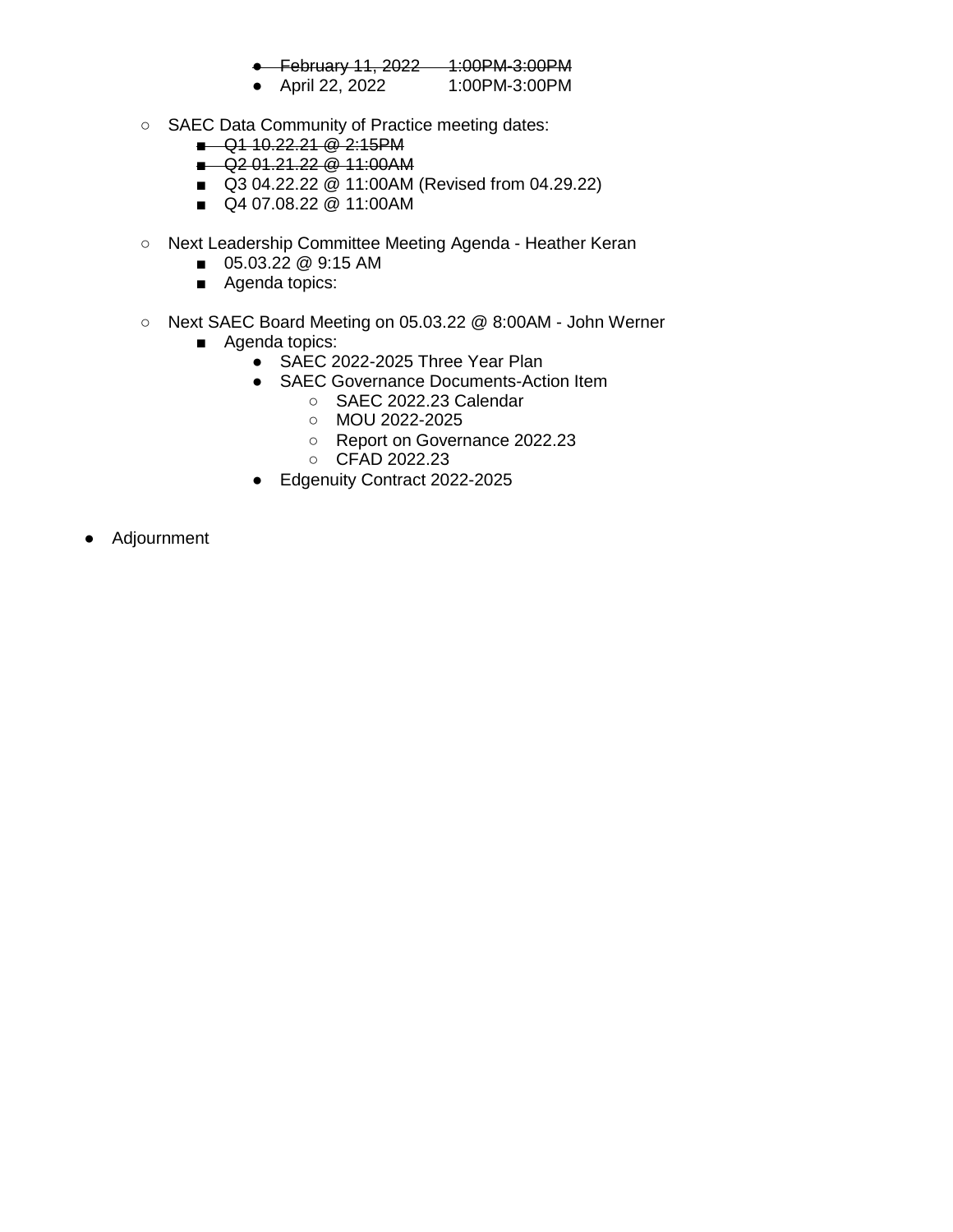- ~~February 11, 2022 1:00PM-3:00PM~~
        - April 22, 2022 1:00PM-3:00PM

    - SAEC Data Community of Practice meeting dates:
        - ~~Q1 10.22.21 @ 2:15PM~~
        - ~~Q2 01.21.22 @ 11:00AM~~
        - Q3 04.22.22 @ 11:00AM (Revised from 04.29.22)
        - Q4 07.08.22 @ 11:00AM

    - Next Leadership Committee Meeting Agenda - Heather Keran
        - 05.03.22 @ 9:15 AM
        - Agenda topics:

    - Next SAEC Board Meeting on 05.03.22 @ 8:00AM - John Werner
        - Agenda topics:
            - SAEC 2022-2025 Three Year Plan
            - SAEC Governance Documents-Action Item
                - SAEC 2022.23 Calendar
                - MOU 2022-2025
                - Report on Governance 2022.23
                - CFAD 2022.23
            - Edgenuity Contract 2022-2025

- Adjournment